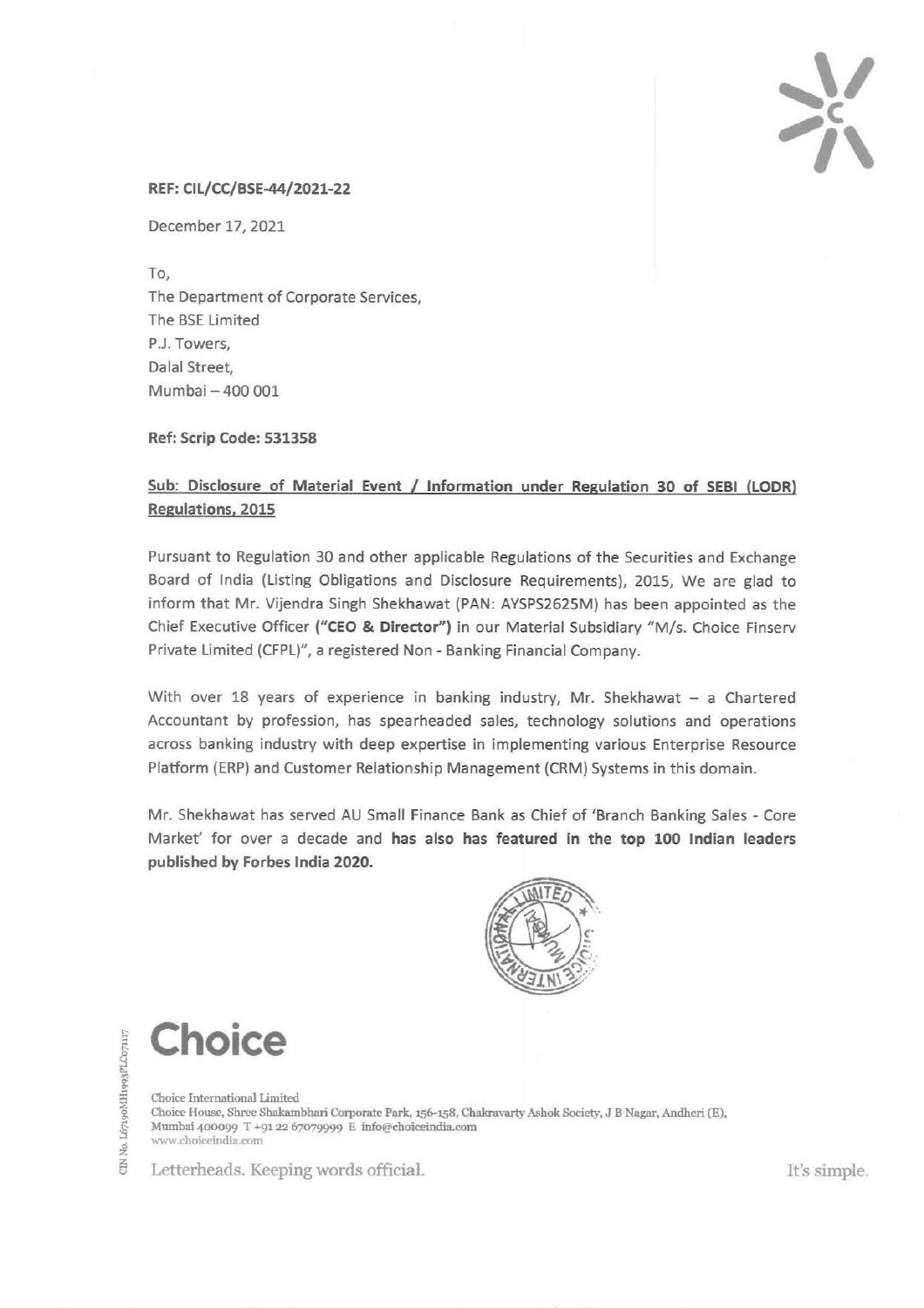REF: CIL/CC/BSE-44/2021-22

December 17, 2021

To,
The Department of Corporate Services,
The BSE Limited
P.J. Towers,
Dalal Street,
Mumbai – 400 001

**Ref: Scrip Code: 531358**

**Sub: Disclosure of Material Event / Information under Regulation 30 of SEBI (LODR) Regulations, 2015**

Pursuant to Regulation 30 and other applicable Regulations of the Securities and Exchange Board of India (Listing Obligations and Disclosure Requirements), 2015, We are glad to inform that Mr. Vijendra Singh Shekhawat (PAN: AYSPS2625M) has been appointed as the Chief Executive Officer **("CEO & Director")** in our Material Subsidiary "M/s. Choice Finserv Private Limited (CFPL)", a registered Non - Banking Financial Company.

With over 18 years of experience in banking industry, Mr. Shekhawat – a Chartered Accountant by profession, has spearheaded sales, technology solutions and operations across banking industry with deep expertise in implementing various Enterprise Resource Platform (ERP) and Customer Relationship Management (CRM) Systems in this domain.

Mr. Shekhawat has served AU Small Finance Bank as Chief of 'Branch Banking Sales - Core Market' for over a decade and **has also has featured in the top 100 Indian leaders published by Forbes India 2020.**

**Choice**

Choice International Limited
Choice House, Shree Shakambhari Corporate Park, 156-158, Chakravarty Ashok Society, J B Nagar, Andheri (E), Mumbai 400099 T +91 22 67079999 E info@choiceindia.com
www.choiceindia.com

CIN No. L67190MH1993PLC071117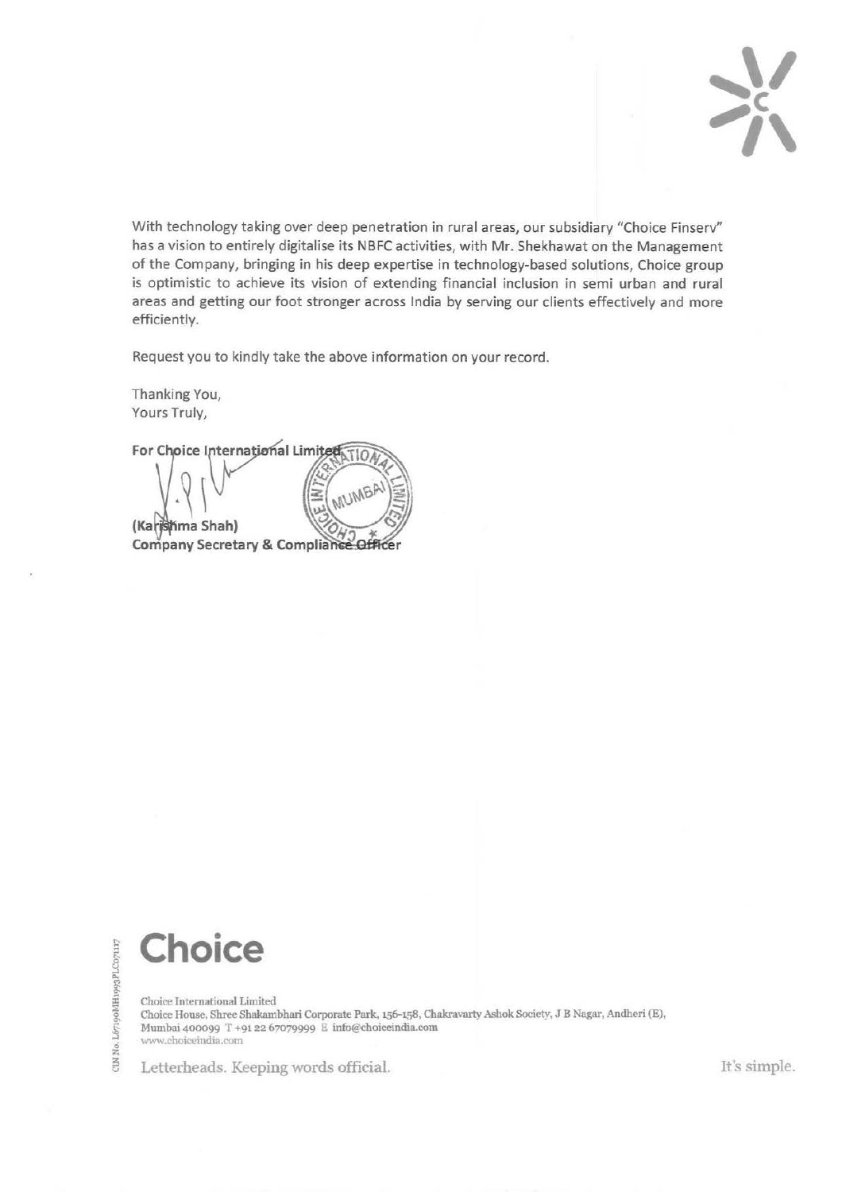With technology taking over deep penetration in rural areas, our subsidiary "Choice Finserv" has a vision to entirely digitalise its NBFC activities, with Mr. Shekhawat on the Management of the Company, bringing in his deep expertise in technology-based solutions, Choice group is optimistic to achieve its vision of extending financial inclusion in semi urban and rural areas and getting our foot stronger across India by serving our clients effectively and more efficiently.

Request you to kindly take the above information on your record.

Thanking You,
Yours Truly,

**For Choice International Limited**

**(Karishma Shah)**
**Company Secretary & Compliance Officer**

**Choice**

Choice International Limited
Choice House, Shree Shakambhari Corporate Park, 156-158, Chakravarty Ashok Society, J B Nagar, Andheri (E), Mumbai 400099 T +91 22 67079999 E info@choiceindia.com
www.choiceindia.com

CIN No. L67190MH1993PLC071117